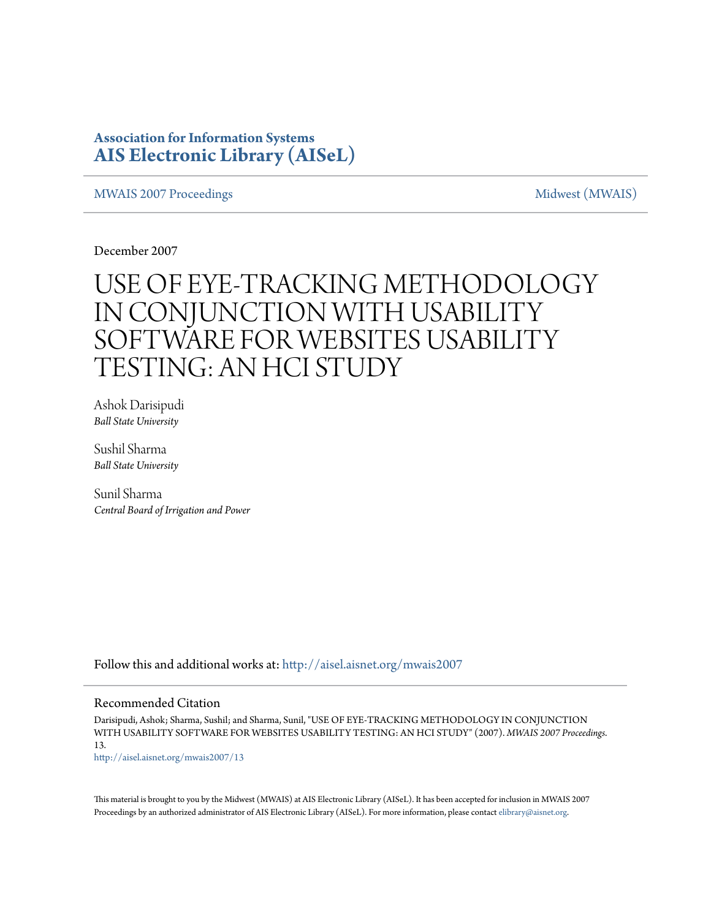**Association for Information Systems**
**AIS Electronic Library (AISeL)**

MWAIS 2007 Proceedings | Midwest (MWAIS)

December 2007

# USE OF EYE-TRACKING METHODOLOGY IN CONJUNCTION WITH USABILITY SOFTWARE FOR WEBSITES USABILITY TESTING: AN HCI STUDY

Ashok Darisipudi
*Ball State University*

Sushil Sharma
*Ball State University*

Sunil Sharma
*Central Board of Irrigation and Power*

Follow this and additional works at: http://aisel.aisnet.org/mwais2007

## Recommended Citation

Darisipudi, Ashok; Sharma, Sushil; and Sharma, Sunil, "USE OF EYE-TRACKING METHODOLOGY IN CONJUNCTION WITH USABILITY SOFTWARE FOR WEBSITES USABILITY TESTING: AN HCI STUDY" (2007). *MWAIS 2007 Proceedings*. 13.
http://aisel.aisnet.org/mwais2007/13

This material is brought to you by the Midwest (MWAIS) at AIS Electronic Library (AISeL). It has been accepted for inclusion in MWAIS 2007 Proceedings by an authorized administrator of AIS Electronic Library (AISeL). For more information, please contact elibrary@aisnet.org.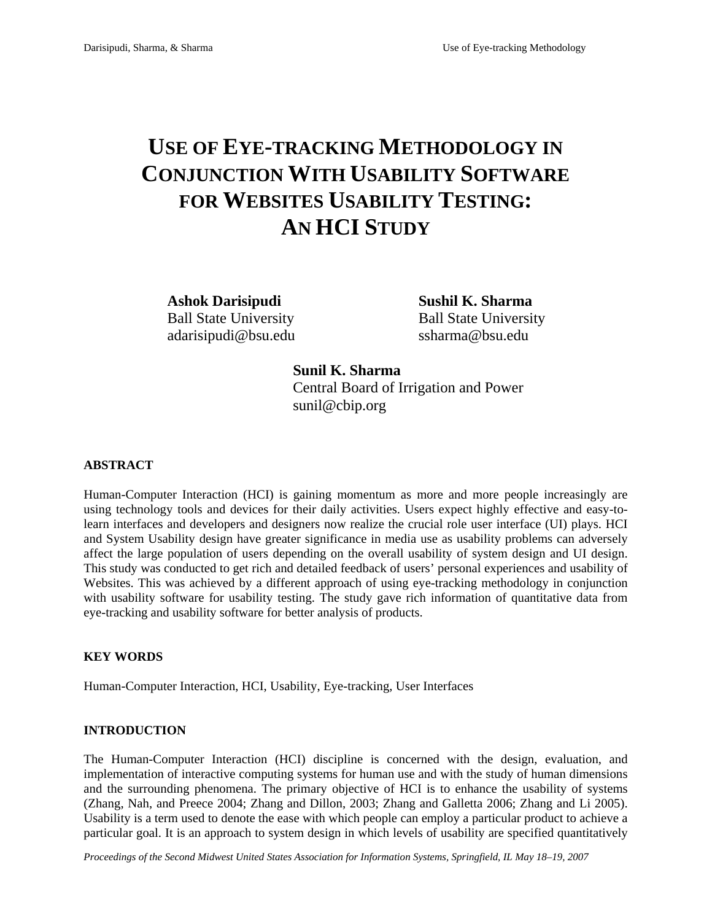# USE OF EYE-TRACKING METHODOLOGY IN CONJUNCTION WITH USABILITY SOFTWARE FOR WEBSITES USABILITY TESTING: AN HCI STUDY

**Ashok Darisipudi**
Ball State University
adarisipudi@bsu.edu

**Sushil K. Sharma**
Ball State University
ssharma@bsu.edu

**Sunil K. Sharma**
Central Board of Irrigation and Power
sunil@cbip.org

## ABSTRACT

Human-Computer Interaction (HCI) is gaining momentum as more and more people increasingly are using technology tools and devices for their daily activities. Users expect highly effective and easy-to-learn interfaces and developers and designers now realize the crucial role user interface (UI) plays. HCI and System Usability design have greater significance in media use as usability problems can adversely affect the large population of users depending on the overall usability of system design and UI design. This study was conducted to get rich and detailed feedback of users' personal experiences and usability of Websites. This was achieved by a different approach of using eye-tracking methodology in conjunction with usability software for usability testing. The study gave rich information of quantitative data from eye-tracking and usability software for better analysis of products.

## KEY WORDS

Human-Computer Interaction, HCI, Usability, Eye-tracking, User Interfaces

## INTRODUCTION

The Human-Computer Interaction (HCI) discipline is concerned with the design, evaluation, and implementation of interactive computing systems for human use and with the study of human dimensions and the surrounding phenomena. The primary objective of HCI is to enhance the usability of systems (Zhang, Nah, and Preece 2004; Zhang and Dillon, 2003; Zhang and Galletta 2006; Zhang and Li 2005). Usability is a term used to denote the ease with which people can employ a particular product to achieve a particular goal. It is an approach to system design in which levels of usability are specified quantitatively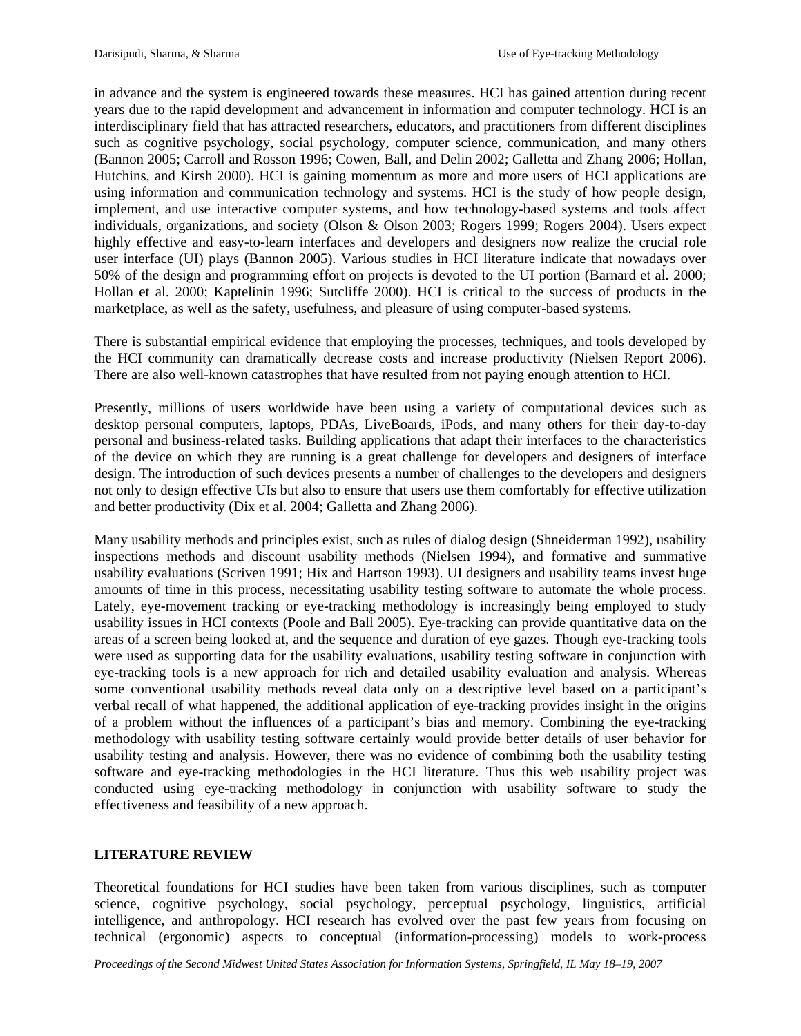in advance and the system is engineered towards these measures. HCI has gained attention during recent years due to the rapid development and advancement in information and computer technology. HCI is an interdisciplinary field that has attracted researchers, educators, and practitioners from different disciplines such as cognitive psychology, social psychology, computer science, communication, and many others (Bannon 2005; Carroll and Rosson 1996; Cowen, Ball, and Delin 2002; Galletta and Zhang 2006; Hollan, Hutchins, and Kirsh 2000). HCI is gaining momentum as more and more users of HCI applications are using information and communication technology and systems. HCI is the study of how people design, implement, and use interactive computer systems, and how technology-based systems and tools affect individuals, organizations, and society (Olson & Olson 2003; Rogers 1999; Rogers 2004). Users expect highly effective and easy-to-learn interfaces and developers and designers now realize the crucial role user interface (UI) plays (Bannon 2005). Various studies in HCI literature indicate that nowadays over 50% of the design and programming effort on projects is devoted to the UI portion (Barnard et al. 2000; Hollan et al. 2000; Kaptelinin 1996; Sutcliffe 2000). HCI is critical to the success of products in the marketplace, as well as the safety, usefulness, and pleasure of using computer-based systems.

There is substantial empirical evidence that employing the processes, techniques, and tools developed by the HCI community can dramatically decrease costs and increase productivity (Nielsen Report 2006). There are also well-known catastrophes that have resulted from not paying enough attention to HCI.

Presently, millions of users worldwide have been using a variety of computational devices such as desktop personal computers, laptops, PDAs, LiveBoards, iPods, and many others for their day-to-day personal and business-related tasks. Building applications that adapt their interfaces to the characteristics of the device on which they are running is a great challenge for developers and designers of interface design. The introduction of such devices presents a number of challenges to the developers and designers not only to design effective UIs but also to ensure that users use them comfortably for effective utilization and better productivity (Dix et al. 2004; Galletta and Zhang 2006).

Many usability methods and principles exist, such as rules of dialog design (Shneiderman 1992), usability inspections methods and discount usability methods (Nielsen 1994), and formative and summative usability evaluations (Scriven 1991; Hix and Hartson 1993). UI designers and usability teams invest huge amounts of time in this process, necessitating usability testing software to automate the whole process. Lately, eye-movement tracking or eye-tracking methodology is increasingly being employed to study usability issues in HCI contexts (Poole and Ball 2005). Eye-tracking can provide quantitative data on the areas of a screen being looked at, and the sequence and duration of eye gazes. Though eye-tracking tools were used as supporting data for the usability evaluations, usability testing software in conjunction with eye-tracking tools is a new approach for rich and detailed usability evaluation and analysis. Whereas some conventional usability methods reveal data only on a descriptive level based on a participant's verbal recall of what happened, the additional application of eye-tracking provides insight in the origins of a problem without the influences of a participant's bias and memory. Combining the eye-tracking methodology with usability testing software certainly would provide better details of user behavior for usability testing and analysis. However, there was no evidence of combining both the usability testing software and eye-tracking methodologies in the HCI literature. Thus this web usability project was conducted using eye-tracking methodology in conjunction with usability software to study the effectiveness and feasibility of a new approach.

## LITERATURE REVIEW

Theoretical foundations for HCI studies have been taken from various disciplines, such as computer science, cognitive psychology, social psychology, perceptual psychology, linguistics, artificial intelligence, and anthropology. HCI research has evolved over the past few years from focusing on technical (ergonomic) aspects to conceptual (information-processing) models to work-process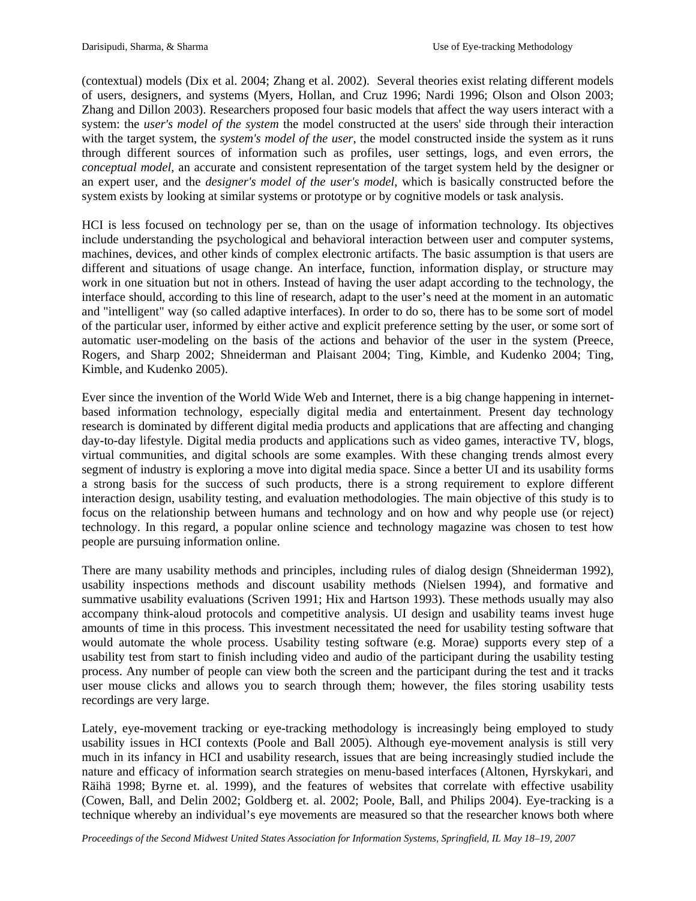(contextual) models (Dix et al. 2004; Zhang et al. 2002). Several theories exist relating different models of users, designers, and systems (Myers, Hollan, and Cruz 1996; Nardi 1996; Olson and Olson 2003; Zhang and Dillon 2003). Researchers proposed four basic models that affect the way users interact with a system: the *user's model of the system* the model constructed at the users' side through their interaction with the target system, the *system's model of the user*, the model constructed inside the system as it runs through different sources of information such as profiles, user settings, logs, and even errors, the *conceptual model*, an accurate and consistent representation of the target system held by the designer or an expert user, and the *designer's model of the user's model*, which is basically constructed before the system exists by looking at similar systems or prototype or by cognitive models or task analysis.

HCI is less focused on technology per se, than on the usage of information technology. Its objectives include understanding the psychological and behavioral interaction between user and computer systems, machines, devices, and other kinds of complex electronic artifacts. The basic assumption is that users are different and situations of usage change. An interface, function, information display, or structure may work in one situation but not in others. Instead of having the user adapt according to the technology, the interface should, according to this line of research, adapt to the user's need at the moment in an automatic and "intelligent" way (so called adaptive interfaces). In order to do so, there has to be some sort of model of the particular user, informed by either active and explicit preference setting by the user, or some sort of automatic user-modeling on the basis of the actions and behavior of the user in the system (Preece, Rogers, and Sharp 2002; Shneiderman and Plaisant 2004; Ting, Kimble, and Kudenko 2004; Ting, Kimble, and Kudenko 2005).

Ever since the invention of the World Wide Web and Internet, there is a big change happening in internet-based information technology, especially digital media and entertainment. Present day technology research is dominated by different digital media products and applications that are affecting and changing day-to-day lifestyle. Digital media products and applications such as video games, interactive TV, blogs, virtual communities, and digital schools are some examples. With these changing trends almost every segment of industry is exploring a move into digital media space. Since a better UI and its usability forms a strong basis for the success of such products, there is a strong requirement to explore different interaction design, usability testing, and evaluation methodologies. The main objective of this study is to focus on the relationship between humans and technology and on how and why people use (or reject) technology. In this regard, a popular online science and technology magazine was chosen to test how people are pursuing information online.

There are many usability methods and principles, including rules of dialog design (Shneiderman 1992), usability inspections methods and discount usability methods (Nielsen 1994), and formative and summative usability evaluations (Scriven 1991; Hix and Hartson 1993). These methods usually may also accompany think-aloud protocols and competitive analysis. UI design and usability teams invest huge amounts of time in this process. This investment necessitated the need for usability testing software that would automate the whole process. Usability testing software (e.g. Morae) supports every step of a usability test from start to finish including video and audio of the participant during the usability testing process. Any number of people can view both the screen and the participant during the test and it tracks user mouse clicks and allows you to search through them; however, the files storing usability tests recordings are very large.

Lately, eye-movement tracking or eye-tracking methodology is increasingly being employed to study usability issues in HCI contexts (Poole and Ball 2005). Although eye-movement analysis is still very much in its infancy in HCI and usability research, issues that are being increasingly studied include the nature and efficacy of information search strategies on menu-based interfaces (Altonen, Hyrskykari, and Räihä 1998; Byrne et. al. 1999), and the features of websites that correlate with effective usability (Cowen, Ball, and Delin 2002; Goldberg et. al. 2002; Poole, Ball, and Philips 2004). Eye-tracking is a technique whereby an individual's eye movements are measured so that the researcher knows both where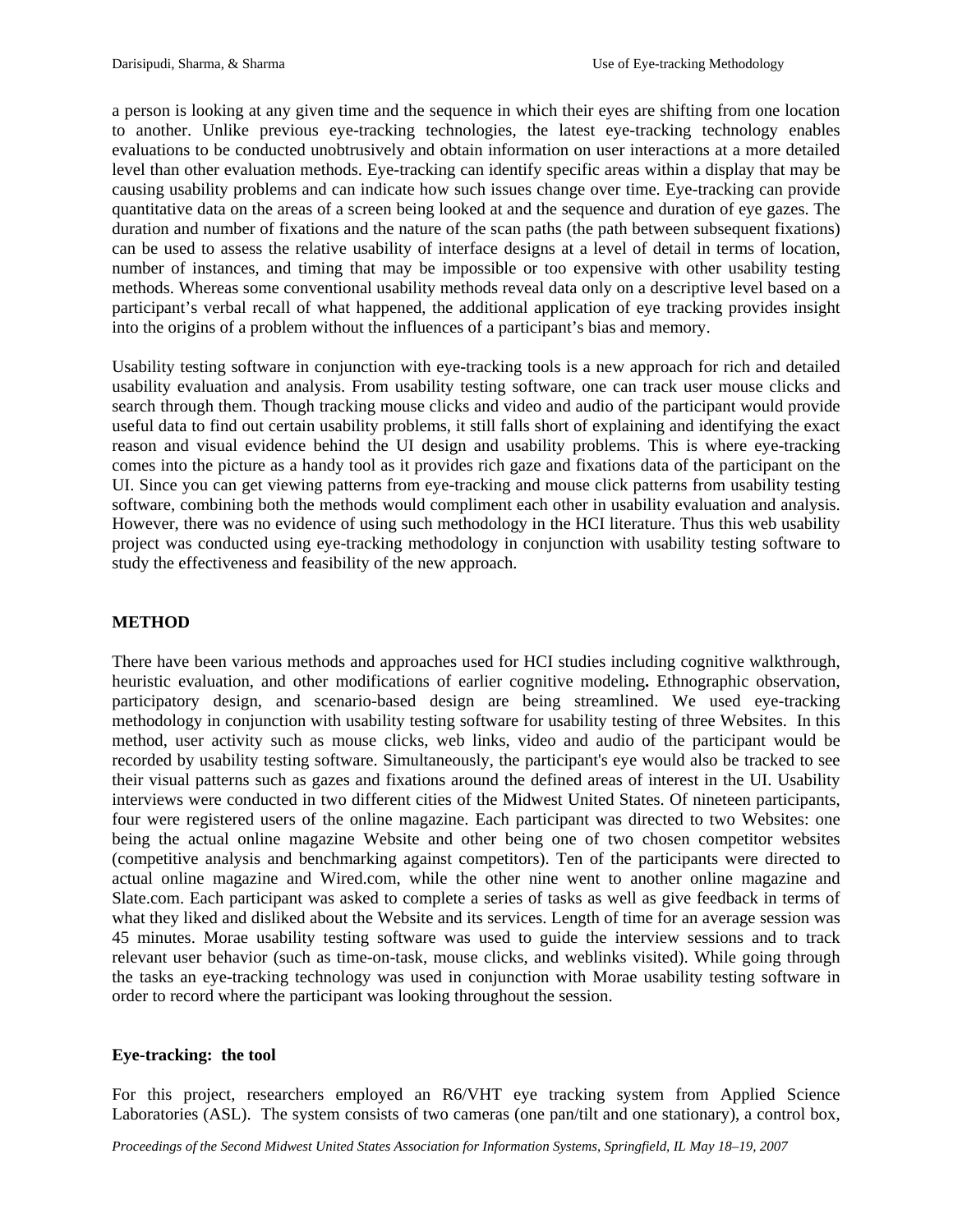a person is looking at any given time and the sequence in which their eyes are shifting from one location to another. Unlike previous eye-tracking technologies, the latest eye-tracking technology enables evaluations to be conducted unobtrusively and obtain information on user interactions at a more detailed level than other evaluation methods. Eye-tracking can identify specific areas within a display that may be causing usability problems and can indicate how such issues change over time. Eye-tracking can provide quantitative data on the areas of a screen being looked at and the sequence and duration of eye gazes. The duration and number of fixations and the nature of the scan paths (the path between subsequent fixations) can be used to assess the relative usability of interface designs at a level of detail in terms of location, number of instances, and timing that may be impossible or too expensive with other usability testing methods. Whereas some conventional usability methods reveal data only on a descriptive level based on a participant's verbal recall of what happened, the additional application of eye tracking provides insight into the origins of a problem without the influences of a participant's bias and memory.

Usability testing software in conjunction with eye-tracking tools is a new approach for rich and detailed usability evaluation and analysis. From usability testing software, one can track user mouse clicks and search through them. Though tracking mouse clicks and video and audio of the participant would provide useful data to find out certain usability problems, it still falls short of explaining and identifying the exact reason and visual evidence behind the UI design and usability problems. This is where eye-tracking comes into the picture as a handy tool as it provides rich gaze and fixations data of the participant on the UI. Since you can get viewing patterns from eye-tracking and mouse click patterns from usability testing software, combining both the methods would compliment each other in usability evaluation and analysis. However, there was no evidence of using such methodology in the HCI literature. Thus this web usability project was conducted using eye-tracking methodology in conjunction with usability testing software to study the effectiveness and feasibility of the new approach.

## METHOD

There have been various methods and approaches used for HCI studies including cognitive walkthrough, heuristic evaluation, and other modifications of earlier cognitive modeling**.** Ethnographic observation, participatory design, and scenario-based design are being streamlined. We used eye-tracking methodology in conjunction with usability testing software for usability testing of three Websites. In this method, user activity such as mouse clicks, web links, video and audio of the participant would be recorded by usability testing software. Simultaneously, the participant's eye would also be tracked to see their visual patterns such as gazes and fixations around the defined areas of interest in the UI. Usability interviews were conducted in two different cities of the Midwest United States. Of nineteen participants, four were registered users of the online magazine. Each participant was directed to two Websites: one being the actual online magazine Website and other being one of two chosen competitor websites (competitive analysis and benchmarking against competitors). Ten of the participants were directed to actual online magazine and Wired.com, while the other nine went to another online magazine and Slate.com. Each participant was asked to complete a series of tasks as well as give feedback in terms of what they liked and disliked about the Website and its services. Length of time for an average session was 45 minutes. Morae usability testing software was used to guide the interview sessions and to track relevant user behavior (such as time-on-task, mouse clicks, and weblinks visited). While going through the tasks an eye-tracking technology was used in conjunction with Morae usability testing software in order to record where the participant was looking throughout the session.

### Eye-tracking: the tool

For this project, researchers employed an R6/VHT eye tracking system from Applied Science Laboratories (ASL). The system consists of two cameras (one pan/tilt and one stationary), a control box,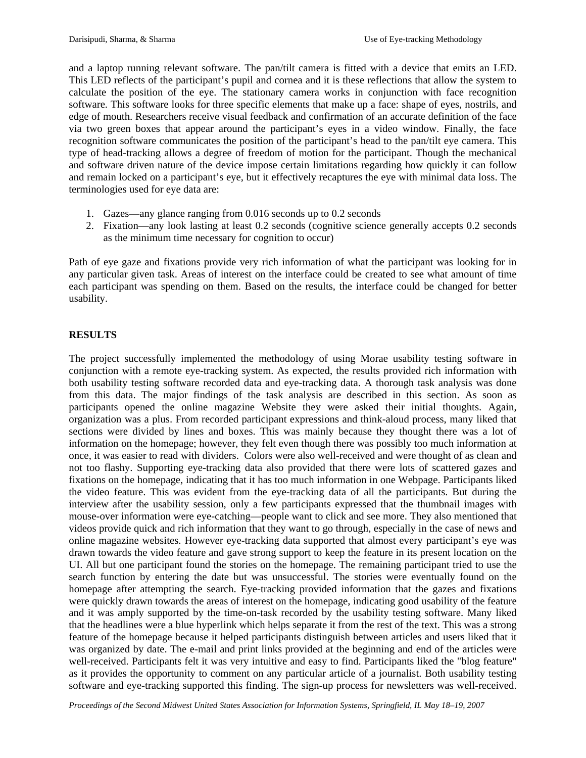and a laptop running relevant software. The pan/tilt camera is fitted with a device that emits an LED. This LED reflects of the participant's pupil and cornea and it is these reflections that allow the system to calculate the position of the eye. The stationary camera works in conjunction with face recognition software. This software looks for three specific elements that make up a face: shape of eyes, nostrils, and edge of mouth. Researchers receive visual feedback and confirmation of an accurate definition of the face via two green boxes that appear around the participant's eyes in a video window. Finally, the face recognition software communicates the position of the participant's head to the pan/tilt eye camera. This type of head-tracking allows a degree of freedom of motion for the participant. Though the mechanical and software driven nature of the device impose certain limitations regarding how quickly it can follow and remain locked on a participant's eye, but it effectively recaptures the eye with minimal data loss. The terminologies used for eye data are:

1. Gazes—any glance ranging from 0.016 seconds up to 0.2 seconds
2. Fixation—any look lasting at least 0.2 seconds (cognitive science generally accepts 0.2 seconds as the minimum time necessary for cognition to occur)

Path of eye gaze and fixations provide very rich information of what the participant was looking for in any particular given task. Areas of interest on the interface could be created to see what amount of time each participant was spending on them. Based on the results, the interface could be changed for better usability.

## RESULTS

The project successfully implemented the methodology of using Morae usability testing software in conjunction with a remote eye-tracking system. As expected, the results provided rich information with both usability testing software recorded data and eye-tracking data. A thorough task analysis was done from this data. The major findings of the task analysis are described in this section. As soon as participants opened the online magazine Website they were asked their initial thoughts. Again, organization was a plus. From recorded participant expressions and think-aloud process, many liked that sections were divided by lines and boxes. This was mainly because they thought there was a lot of information on the homepage; however, they felt even though there was possibly too much information at once, it was easier to read with dividers. Colors were also well-received and were thought of as clean and not too flashy. Supporting eye-tracking data also provided that there were lots of scattered gazes and fixations on the homepage, indicating that it has too much information in one Webpage. Participants liked the video feature. This was evident from the eye-tracking data of all the participants. But during the interview after the usability session, only a few participants expressed that the thumbnail images with mouse-over information were eye-catching—people want to click and see more. They also mentioned that videos provide quick and rich information that they want to go through, especially in the case of news and online magazine websites. However eye-tracking data supported that almost every participant's eye was drawn towards the video feature and gave strong support to keep the feature in its present location on the UI. All but one participant found the stories on the homepage. The remaining participant tried to use the search function by entering the date but was unsuccessful. The stories were eventually found on the homepage after attempting the search. Eye-tracking provided information that the gazes and fixations were quickly drawn towards the areas of interest on the homepage, indicating good usability of the feature and it was amply supported by the time-on-task recorded by the usability testing software. Many liked that the headlines were a blue hyperlink which helps separate it from the rest of the text. This was a strong feature of the homepage because it helped participants distinguish between articles and users liked that it was organized by date. The e-mail and print links provided at the beginning and end of the articles were well-received. Participants felt it was very intuitive and easy to find. Participants liked the "blog feature" as it provides the opportunity to comment on any particular article of a journalist. Both usability testing software and eye-tracking supported this finding. The sign-up process for newsletters was well-received.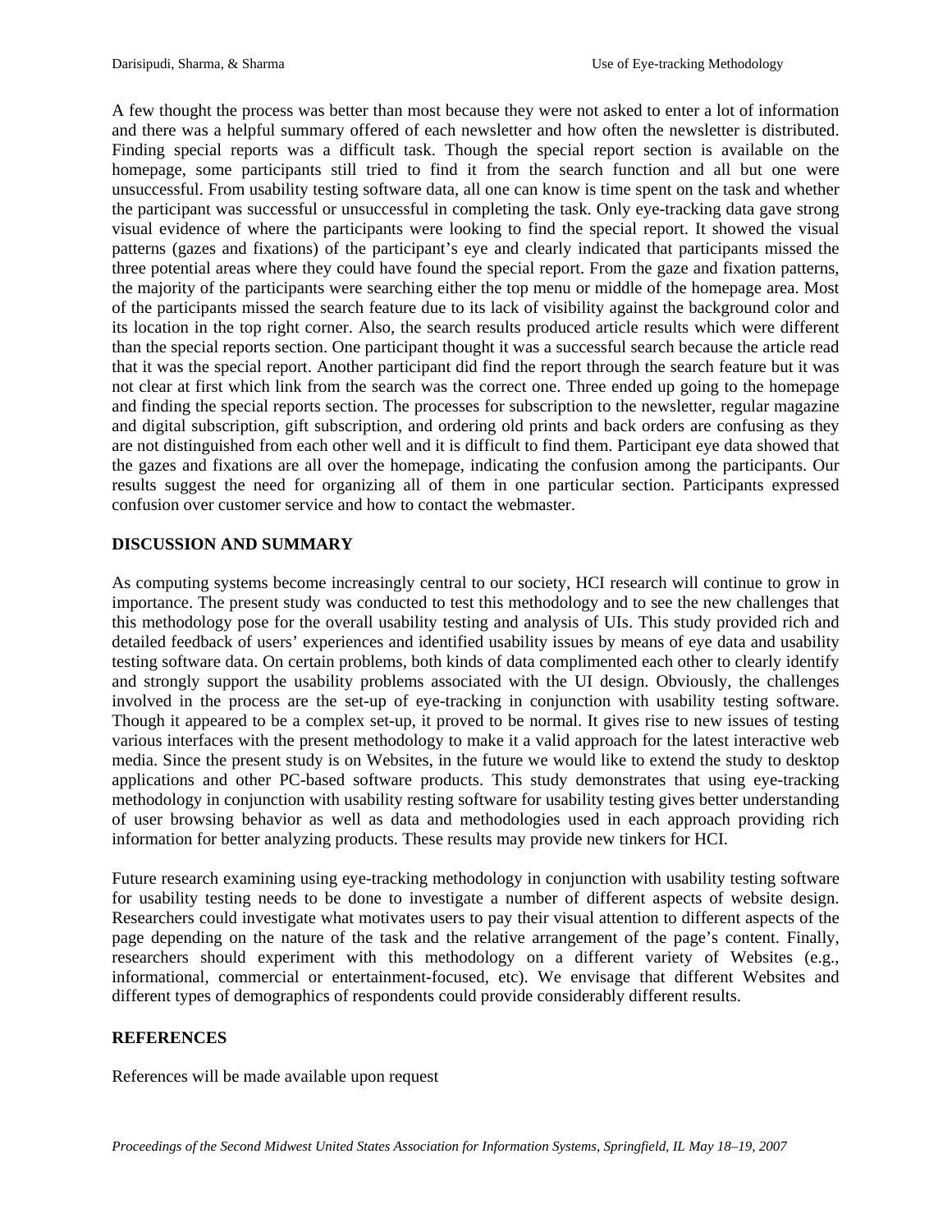A few thought the process was better than most because they were not asked to enter a lot of information and there was a helpful summary offered of each newsletter and how often the newsletter is distributed. Finding special reports was a difficult task. Though the special report section is available on the homepage, some participants still tried to find it from the search function and all but one were unsuccessful. From usability testing software data, all one can know is time spent on the task and whether the participant was successful or unsuccessful in completing the task. Only eye-tracking data gave strong visual evidence of where the participants were looking to find the special report. It showed the visual patterns (gazes and fixations) of the participant's eye and clearly indicated that participants missed the three potential areas where they could have found the special report. From the gaze and fixation patterns, the majority of the participants were searching either the top menu or middle of the homepage area. Most of the participants missed the search feature due to its lack of visibility against the background color and its location in the top right corner. Also, the search results produced article results which were different than the special reports section. One participant thought it was a successful search because the article read that it was the special report. Another participant did find the report through the search feature but it was not clear at first which link from the search was the correct one. Three ended up going to the homepage and finding the special reports section. The processes for subscription to the newsletter, regular magazine and digital subscription, gift subscription, and ordering old prints and back orders are confusing as they are not distinguished from each other well and it is difficult to find them. Participant eye data showed that the gazes and fixations are all over the homepage, indicating the confusion among the participants. Our results suggest the need for organizing all of them in one particular section. Participants expressed confusion over customer service and how to contact the webmaster.

## DISCUSSION AND SUMMARY

As computing systems become increasingly central to our society, HCI research will continue to grow in importance. The present study was conducted to test this methodology and to see the new challenges that this methodology pose for the overall usability testing and analysis of UIs. This study provided rich and detailed feedback of users' experiences and identified usability issues by means of eye data and usability testing software data. On certain problems, both kinds of data complimented each other to clearly identify and strongly support the usability problems associated with the UI design. Obviously, the challenges involved in the process are the set-up of eye-tracking in conjunction with usability testing software. Though it appeared to be a complex set-up, it proved to be normal. It gives rise to new issues of testing various interfaces with the present methodology to make it a valid approach for the latest interactive web media. Since the present study is on Websites, in the future we would like to extend the study to desktop applications and other PC-based software products. This study demonstrates that using eye-tracking methodology in conjunction with usability resting software for usability testing gives better understanding of user browsing behavior as well as data and methodologies used in each approach providing rich information for better analyzing products. These results may provide new tinkers for HCI.

Future research examining using eye-tracking methodology in conjunction with usability testing software for usability testing needs to be done to investigate a number of different aspects of website design. Researchers could investigate what motivates users to pay their visual attention to different aspects of the page depending on the nature of the task and the relative arrangement of the page's content. Finally, researchers should experiment with this methodology on a different variety of Websites (e.g., informational, commercial or entertainment-focused, etc). We envisage that different Websites and different types of demographics of respondents could provide considerably different results.

## REFERENCES

References will be made available upon request